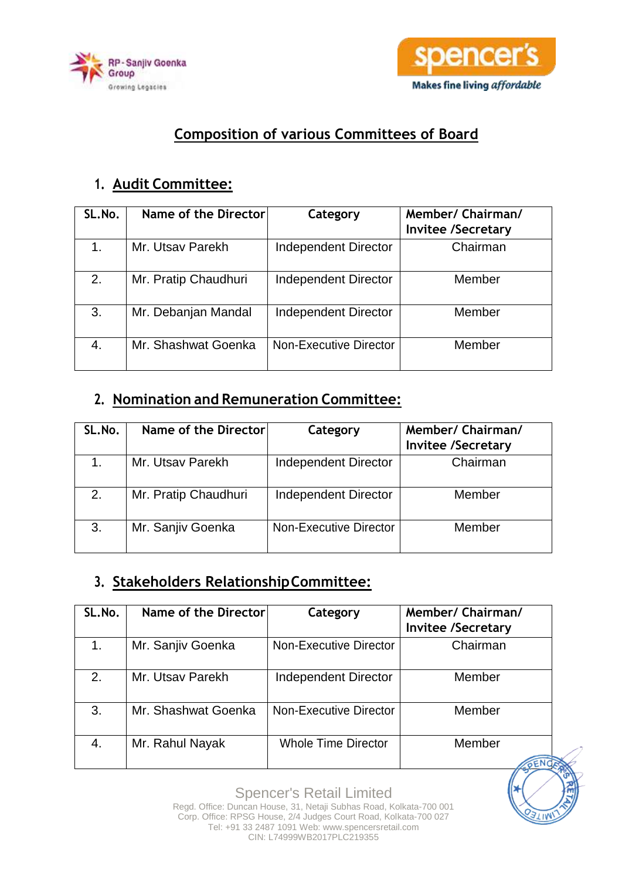# Composition of various Committees of Board

## 1. Audit Committee:

| SL.No. | Name of the Director | Category | Member/ Chairman/ Invitee /Secretary |
|---|---|---|---|
| 1. | Mr. Utsav Parekh | Independent Director | Chairman |
| 2. | Mr. Pratip Chaudhuri | Independent Director | Member |
| 3. | Mr. Debanjan Mandal | Independent Director | Member |
| 4. | Mr. Shashwat Goenka | Non-Executive Director | Member |

## 2. Nomination and Remuneration Committee:

| SL.No. | Name of the Director | Category | Member/ Chairman/ Invitee /Secretary |
|---|---|---|---|
| 1. | Mr. Utsav Parekh | Independent Director | Chairman |
| 2. | Mr. Pratip Chaudhuri | Independent Director | Member |
| 3. | Mr. Sanjiv Goenka | Non-Executive Director | Member |

## 3. Stakeholders Relationship Committee:

| SL.No. | Name of the Director | Category | Member/ Chairman/ Invitee /Secretary |
|---|---|---|---|
| 1. | Mr. Sanjiv Goenka | Non-Executive Director | Chairman |
| 2. | Mr. Utsav Parekh | Independent Director | Member |
| 3. | Mr. Shashwat Goenka | Non-Executive Director | Member |
| 4. | Mr. Rahul Nayak | Whole Time Director | Member |

Spencer's Retail Limited
Regd. Office: Duncan House, 31, Netaji Subhas Road, Kolkata-700 001
Corp. Office: RPSG House, 2/4 Judges Court Road, Kolkata-700 027
Tel: +91 33 2487 1091 Web: www.spencersretail.com
CIN: L74999WB2017PLC219355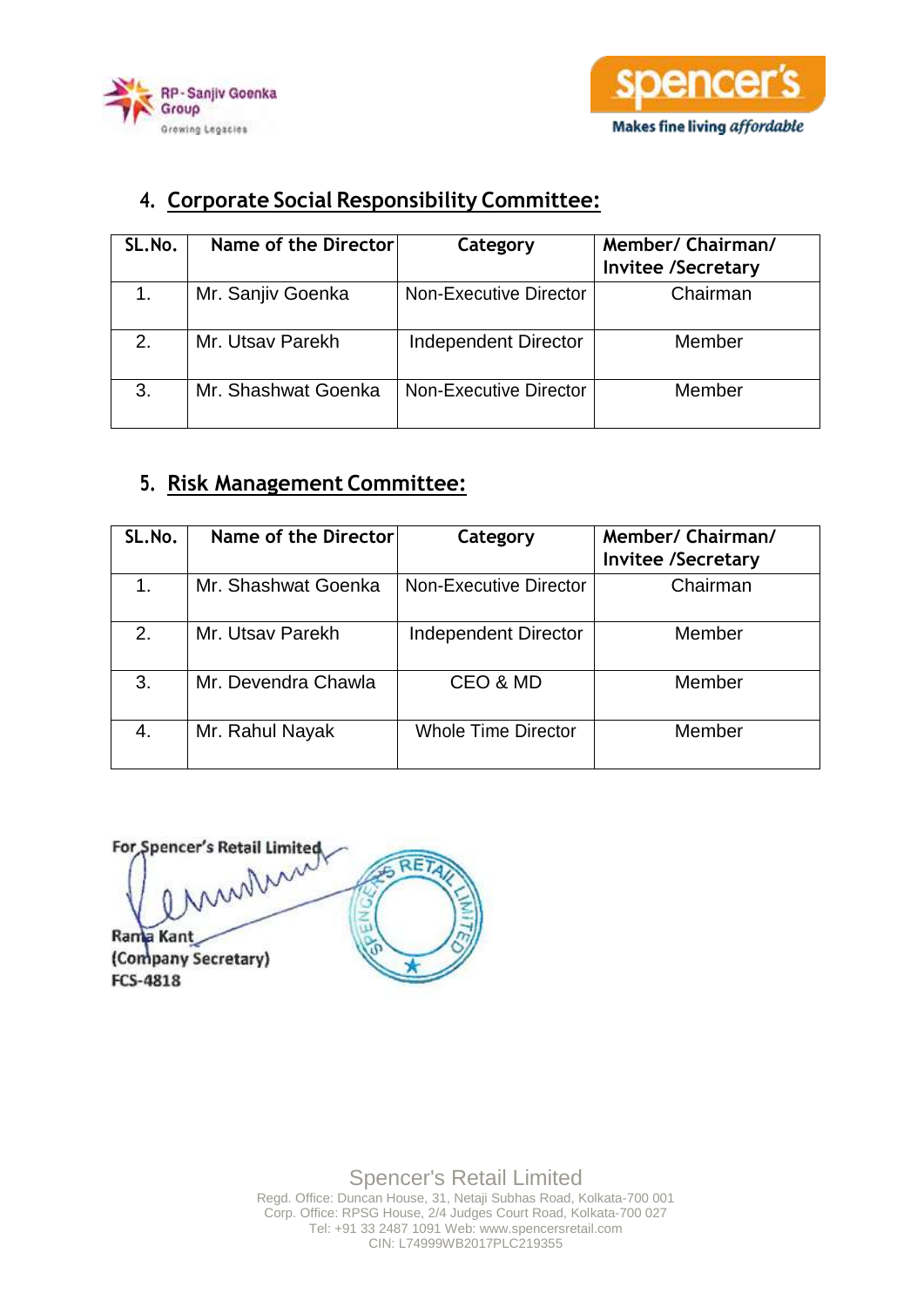## 4. Corporate Social Responsibility Committee:

| SL.No. | Name of the Director | Category | Member/ Chairman/ Invitee /Secretary |
|---|---|---|---|
| 1. | Mr. Sanjiv Goenka | Non-Executive Director | Chairman |
| 2. | Mr. Utsav Parekh | Independent Director | Member |
| 3. | Mr. Shashwat Goenka | Non-Executive Director | Member |

## 5. Risk Management Committee:

| SL.No. | Name of the Director | Category | Member/ Chairman/ Invitee /Secretary |
|---|---|---|---|
| 1. | Mr. Shashwat Goenka | Non-Executive Director | Chairman |
| 2. | Mr. Utsav Parekh | Independent Director | Member |
| 3. | Mr. Devendra Chawla | CEO & MD | Member |
| 4. | Mr. Rahul Nayak | Whole Time Director | Member |

For Spencer's Retail Limited

Rama Kant
(Company Secretary)
FCS-4818

Spencer's Retail Limited
Regd. Office: Duncan House, 31, Netaji Subhas Road, Kolkata-700 001
Corp. Office: RPSG House, 2/4 Judges Court Road, Kolkata-700 027
Tel: +91 33 2487 1091 Web: www.spencersretail.com
CIN: L74999WB2017PLC219355